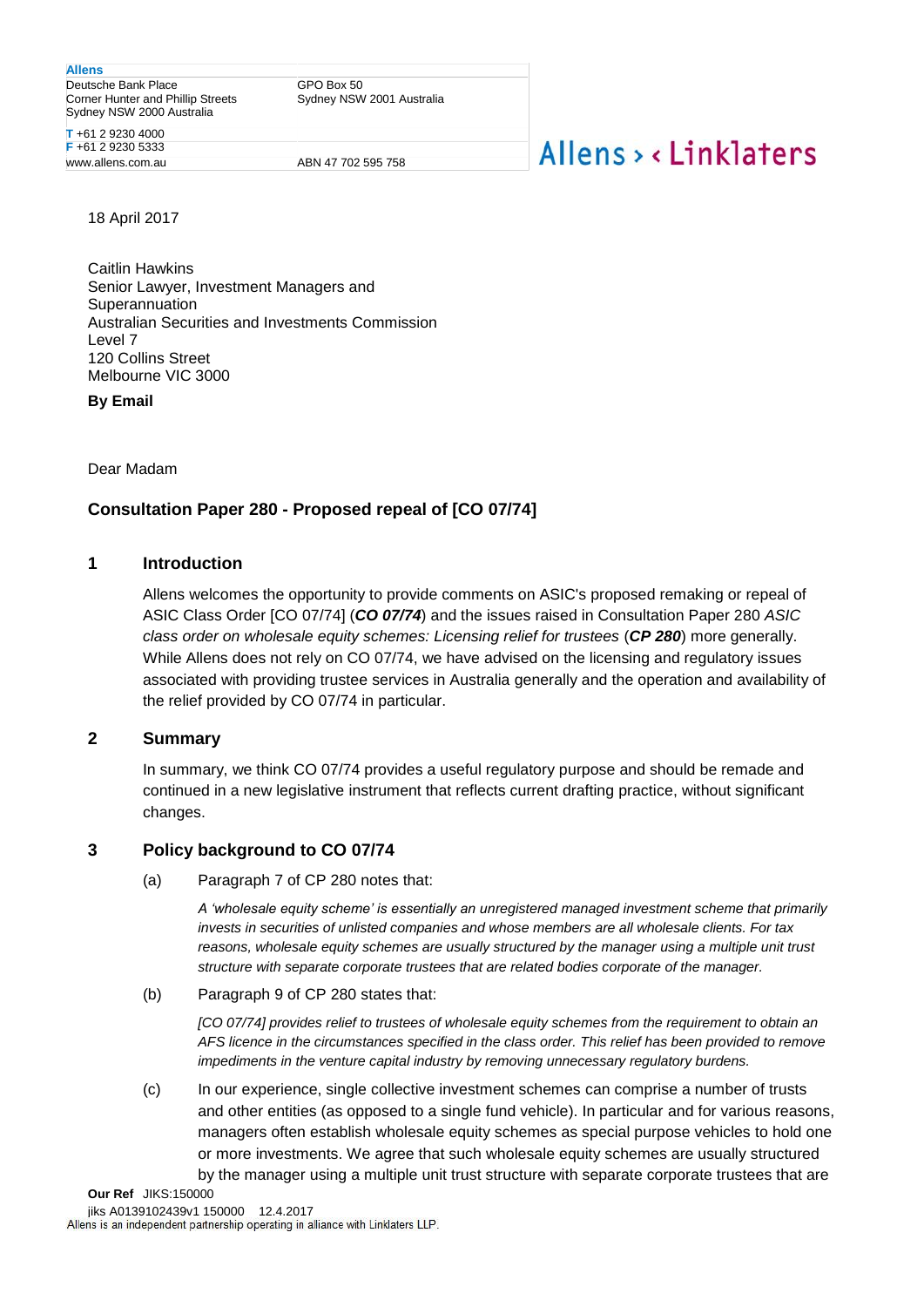**Allens**
Deutsche Bank Place
Corner Hunter and Phillip Streets
Sydney NSW 2000 Australia

GPO Box 50
Sydney NSW 2001 Australia

T +61 2 9230 4000
F +61 2 9230 5333
www.allens.com.au

ABN 47 702 595 758

Allens > < Linklaters

18 April 2017

Caitlin Hawkins
Senior Lawyer, Investment Managers and Superannuation
Australian Securities and Investments Commission
Level 7
120 Collins Street
Melbourne VIC 3000

**By Email**

Dear Madam

**Consultation Paper 280 - Proposed repeal of [CO 07/74]**

## 1 Introduction

Allens welcomes the opportunity to provide comments on ASIC's proposed remaking or repeal of ASIC Class Order [CO 07/74] (***CO 07/74***) and the issues raised in Consultation Paper 280 *ASIC class order on wholesale equity schemes: Licensing relief for trustees* (***CP 280***) more generally. While Allens does not rely on CO 07/74, we have advised on the licensing and regulatory issues associated with providing trustee services in Australia generally and the operation and availability of the relief provided by CO 07/74 in particular.

## 2 Summary

In summary, we think CO 07/74 provides a useful regulatory purpose and should be remade and continued in a new legislative instrument that reflects current drafting practice, without significant changes.

## 3 Policy background to CO 07/74

(a) Paragraph 7 of CP 280 notes that:

*A 'wholesale equity scheme' is essentially an unregistered managed investment scheme that primarily invests in securities of unlisted companies and whose members are all wholesale clients. For tax reasons, wholesale equity schemes are usually structured by the manager using a multiple unit trust structure with separate corporate trustees that are related bodies corporate of the manager.*

(b) Paragraph 9 of CP 280 states that:

*[CO 07/74] provides relief to trustees of wholesale equity schemes from the requirement to obtain an AFS licence in the circumstances specified in the class order. This relief has been provided to remove impediments in the venture capital industry by removing unnecessary regulatory burdens.*

(c) In our experience, single collective investment schemes can comprise a number of trusts and other entities (as opposed to a single fund vehicle). In particular and for various reasons, managers often establish wholesale equity schemes as special purpose vehicles to hold one or more investments. We agree that such wholesale equity schemes are usually structured by the manager using a multiple unit trust structure with separate corporate trustees that are

**Our Ref** JIKS:150000
jiks A0139102439v1 150000 12.4.2017
Allens is an independent partnership operating in alliance with Linklaters LLP.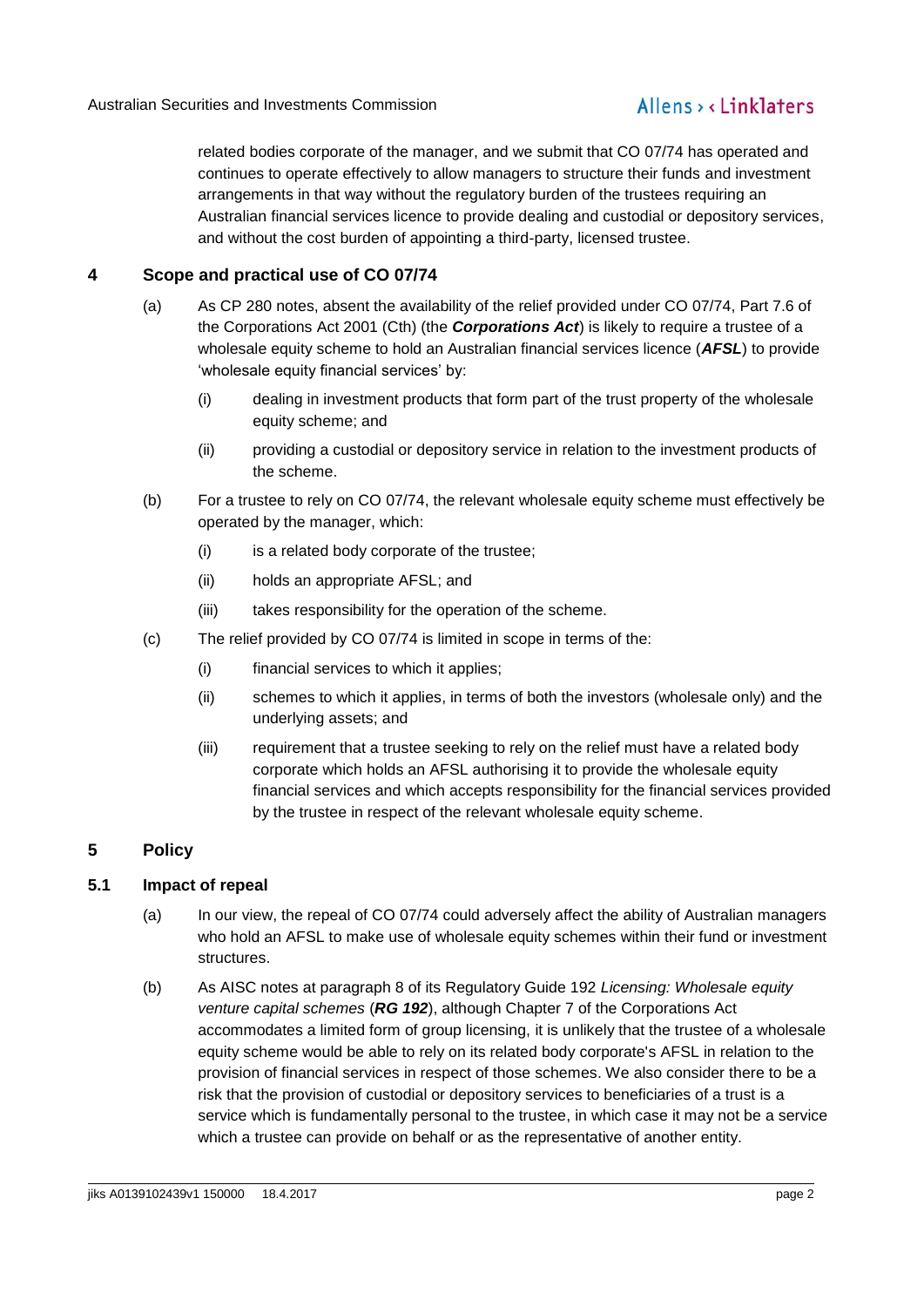related bodies corporate of the manager, and we submit that CO 07/74 has operated and continues to operate effectively to allow managers to structure their funds and investment arrangements in that way without the regulatory burden of the trustees requiring an Australian financial services licence to provide dealing and custodial or depository services, and without the cost burden of appointing a third-party, licensed trustee.

## 4 Scope and practical use of CO 07/74

(a) As CP 280 notes, absent the availability of the relief provided under CO 07/74, Part 7.6 of the Corporations Act 2001 (Cth) (the ***Corporations Act***) is likely to require a trustee of a wholesale equity scheme to hold an Australian financial services licence (***AFSL***) to provide 'wholesale equity financial services' by:

   (i) dealing in investment products that form part of the trust property of the wholesale equity scheme; and

   (ii) providing a custodial or depository service in relation to the investment products of the scheme.

(b) For a trustee to rely on CO 07/74, the relevant wholesale equity scheme must effectively be operated by the manager, which:

   (i) is a related body corporate of the trustee;

   (ii) holds an appropriate AFSL; and

   (iii) takes responsibility for the operation of the scheme.

(c) The relief provided by CO 07/74 is limited in scope in terms of the:

   (i) financial services to which it applies;

   (ii) schemes to which it applies, in terms of both the investors (wholesale only) and the underlying assets; and

   (iii) requirement that a trustee seeking to rely on the relief must have a related body corporate which holds an AFSL authorising it to provide the wholesale equity financial services and which accepts responsibility for the financial services provided by the trustee in respect of the relevant wholesale equity scheme.

## 5 Policy

### 5.1 Impact of repeal

(a) In our view, the repeal of CO 07/74 could adversely affect the ability of Australian managers who hold an AFSL to make use of wholesale equity schemes within their fund or investment structures.

(b) As AISC notes at paragraph 8 of its Regulatory Guide 192 *Licensing: Wholesale equity venture capital schemes* (***RG 192***), although Chapter 7 of the Corporations Act accommodates a limited form of group licensing, it is unlikely that the trustee of a wholesale equity scheme would be able to rely on its related body corporate's AFSL in relation to the provision of financial services in respect of those schemes. We also consider there to be a risk that the provision of custodial or depository services to beneficiaries of a trust is a service which is fundamentally personal to the trustee, in which case it may not be a service which a trustee can provide on behalf or as the representative of another entity.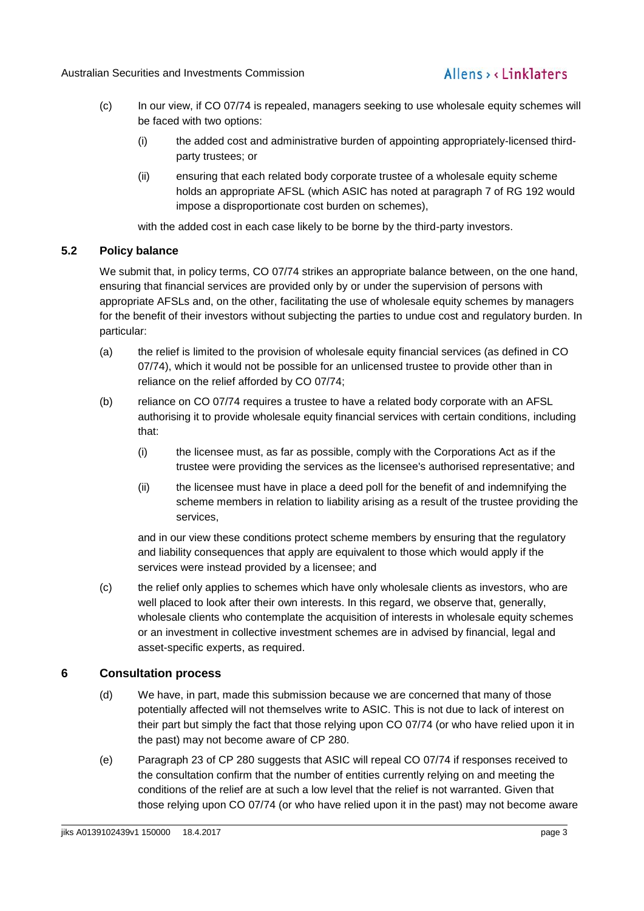(c) In our view, if CO 07/74 is repealed, managers seeking to use wholesale equity schemes will be faced with two options:

   (i) the added cost and administrative burden of appointing appropriately-licensed third-party trustees; or

   (ii) ensuring that each related body corporate trustee of a wholesale equity scheme holds an appropriate AFSL (which ASIC has noted at paragraph 7 of RG 192 would impose a disproportionate cost burden on schemes),

   with the added cost in each case likely to be borne by the third-party investors.

### 5.2 Policy balance

We submit that, in policy terms, CO 07/74 strikes an appropriate balance between, on the one hand, ensuring that financial services are provided only by or under the supervision of persons with appropriate AFSLs and, on the other, facilitating the use of wholesale equity schemes by managers for the benefit of their investors without subjecting the parties to undue cost and regulatory burden. In particular:

(a) the relief is limited to the provision of wholesale equity financial services (as defined in CO 07/74), which it would not be possible for an unlicensed trustee to provide other than in reliance on the relief afforded by CO 07/74;

(b) reliance on CO 07/74 requires a trustee to have a related body corporate with an AFSL authorising it to provide wholesale equity financial services with certain conditions, including that:

   (i) the licensee must, as far as possible, comply with the Corporations Act as if the trustee were providing the services as the licensee's authorised representative; and

   (ii) the licensee must have in place a deed poll for the benefit of and indemnifying the scheme members in relation to liability arising as a result of the trustee providing the services,

   and in our view these conditions protect scheme members by ensuring that the regulatory and liability consequences that apply are equivalent to those which would apply if the services were instead provided by a licensee; and

(c) the relief only applies to schemes which have only wholesale clients as investors, who are well placed to look after their own interests. In this regard, we observe that, generally, wholesale clients who contemplate the acquisition of interests in wholesale equity schemes or an investment in collective investment schemes are in advised by financial, legal and asset-specific experts, as required.

## 6 Consultation process

(d) We have, in part, made this submission because we are concerned that many of those potentially affected will not themselves write to ASIC. This is not due to lack of interest on their part but simply the fact that those relying upon CO 07/74 (or who have relied upon it in the past) may not become aware of CP 280.

(e) Paragraph 23 of CP 280 suggests that ASIC will repeal CO 07/74 if responses received to the consultation confirm that the number of entities currently relying on and meeting the conditions of the relief are at such a low level that the relief is not warranted. Given that those relying upon CO 07/74 (or who have relied upon it in the past) may not become aware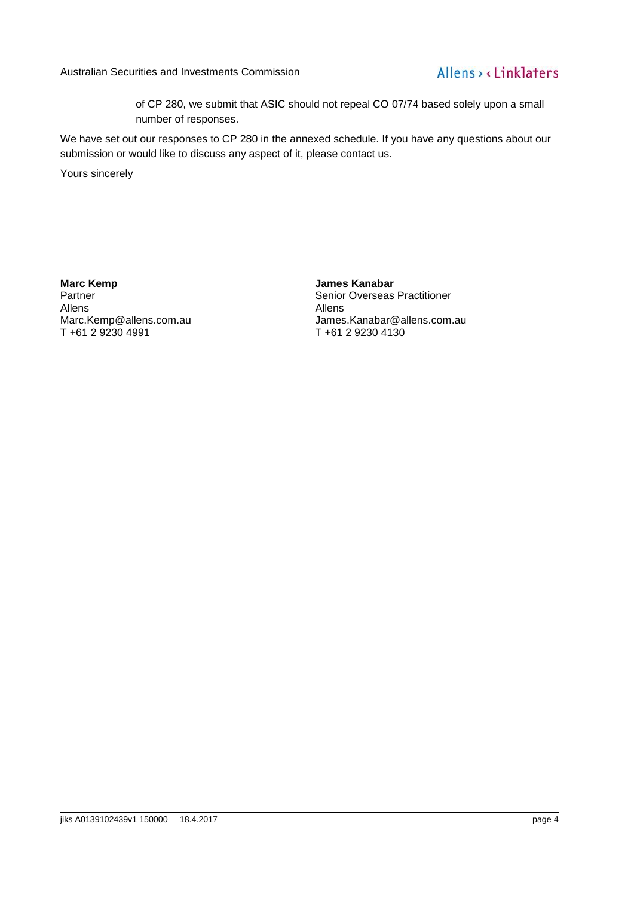of CP 280, we submit that ASIC should not repeal CO 07/74 based solely upon a small number of responses.

We have set out our responses to CP 280 in the annexed schedule. If you have any questions about our submission or would like to discuss any aspect of it, please contact us.

Yours sincerely

**Marc Kemp**
Partner
Allens
Marc.Kemp@allens.com.au
T +61 2 9230 4991

**James Kanabar**
Senior Overseas Practitioner
Allens
James.Kanabar@allens.com.au
T +61 2 9230 4130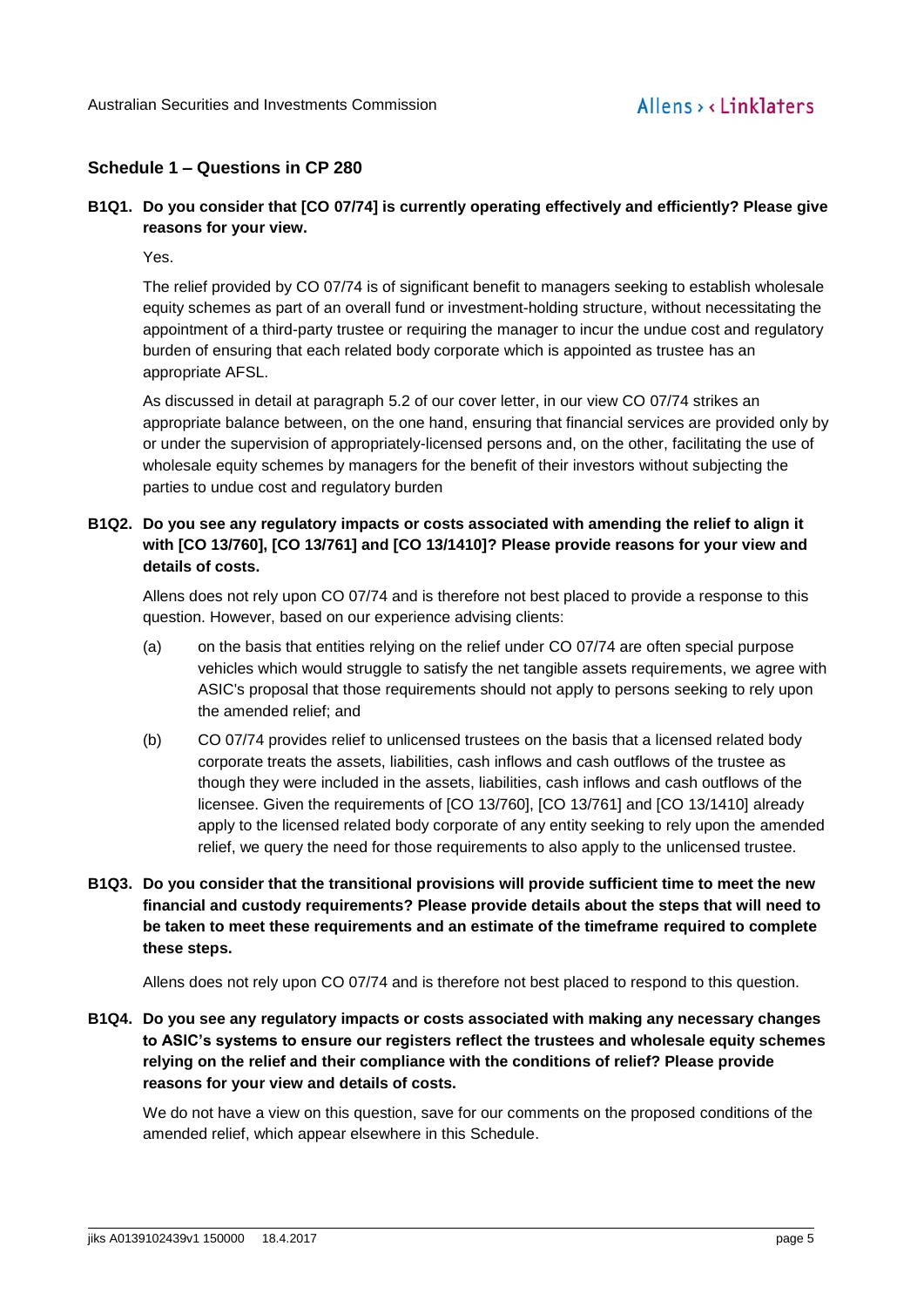## Schedule 1 – Questions in CP 280

**B1Q1. Do you consider that [CO 07/74] is currently operating effectively and efficiently? Please give reasons for your view.**

Yes.

The relief provided by CO 07/74 is of significant benefit to managers seeking to establish wholesale equity schemes as part of an overall fund or investment-holding structure, without necessitating the appointment of a third-party trustee or requiring the manager to incur the undue cost and regulatory burden of ensuring that each related body corporate which is appointed as trustee has an appropriate AFSL.

As discussed in detail at paragraph 5.2 of our cover letter, in our view CO 07/74 strikes an appropriate balance between, on the one hand, ensuring that financial services are provided only by or under the supervision of appropriately-licensed persons and, on the other, facilitating the use of wholesale equity schemes by managers for the benefit of their investors without subjecting the parties to undue cost and regulatory burden

**B1Q2. Do you see any regulatory impacts or costs associated with amending the relief to align it with [CO 13/760], [CO 13/761] and [CO 13/1410]? Please provide reasons for your view and details of costs.**

Allens does not rely upon CO 07/74 and is therefore not best placed to provide a response to this question. However, based on our experience advising clients:

(a) on the basis that entities relying on the relief under CO 07/74 are often special purpose vehicles which would struggle to satisfy the net tangible assets requirements, we agree with ASIC's proposal that those requirements should not apply to persons seeking to rely upon the amended relief; and

(b) CO 07/74 provides relief to unlicensed trustees on the basis that a licensed related body corporate treats the assets, liabilities, cash inflows and cash outflows of the trustee as though they were included in the assets, liabilities, cash inflows and cash outflows of the licensee. Given the requirements of [CO 13/760], [CO 13/761] and [CO 13/1410] already apply to the licensed related body corporate of any entity seeking to rely upon the amended relief, we query the need for those requirements to also apply to the unlicensed trustee.

**B1Q3. Do you consider that the transitional provisions will provide sufficient time to meet the new financial and custody requirements? Please provide details about the steps that will need to be taken to meet these requirements and an estimate of the timeframe required to complete these steps.**

Allens does not rely upon CO 07/74 and is therefore not best placed to respond to this question.

**B1Q4. Do you see any regulatory impacts or costs associated with making any necessary changes to ASIC's systems to ensure our registers reflect the trustees and wholesale equity schemes relying on the relief and their compliance with the conditions of relief? Please provide reasons for your view and details of costs.**

We do not have a view on this question, save for our comments on the proposed conditions of the amended relief, which appear elsewhere in this Schedule.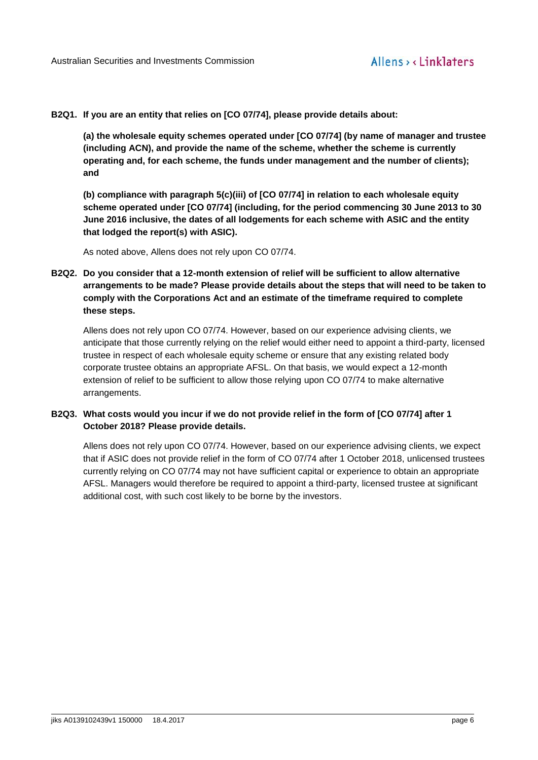**B2Q1. If you are an entity that relies on [CO 07/74], please provide details about:**

**(a) the wholesale equity schemes operated under [CO 07/74] (by name of manager and trustee (including ACN), and provide the name of the scheme, whether the scheme is currently operating and, for each scheme, the funds under management and the number of clients); and**

**(b) compliance with paragraph 5(c)(iii) of [CO 07/74] in relation to each wholesale equity scheme operated under [CO 07/74] (including, for the period commencing 30 June 2013 to 30 June 2016 inclusive, the dates of all lodgements for each scheme with ASIC and the entity that lodged the report(s) with ASIC).**

As noted above, Allens does not rely upon CO 07/74.

**B2Q2. Do you consider that a 12-month extension of relief will be sufficient to allow alternative arrangements to be made? Please provide details about the steps that will need to be taken to comply with the Corporations Act and an estimate of the timeframe required to complete these steps.**

Allens does not rely upon CO 07/74. However, based on our experience advising clients, we anticipate that those currently relying on the relief would either need to appoint a third-party, licensed trustee in respect of each wholesale equity scheme or ensure that any existing related body corporate trustee obtains an appropriate AFSL. On that basis, we would expect a 12-month extension of relief to be sufficient to allow those relying upon CO 07/74 to make alternative arrangements.

**B2Q3. What costs would you incur if we do not provide relief in the form of [CO 07/74] after 1 October 2018? Please provide details.**

Allens does not rely upon CO 07/74. However, based on our experience advising clients, we expect that if ASIC does not provide relief in the form of CO 07/74 after 1 October 2018, unlicensed trustees currently relying on CO 07/74 may not have sufficient capital or experience to obtain an appropriate AFSL. Managers would therefore be required to appoint a third-party, licensed trustee at significant additional cost, with such cost likely to be borne by the investors.